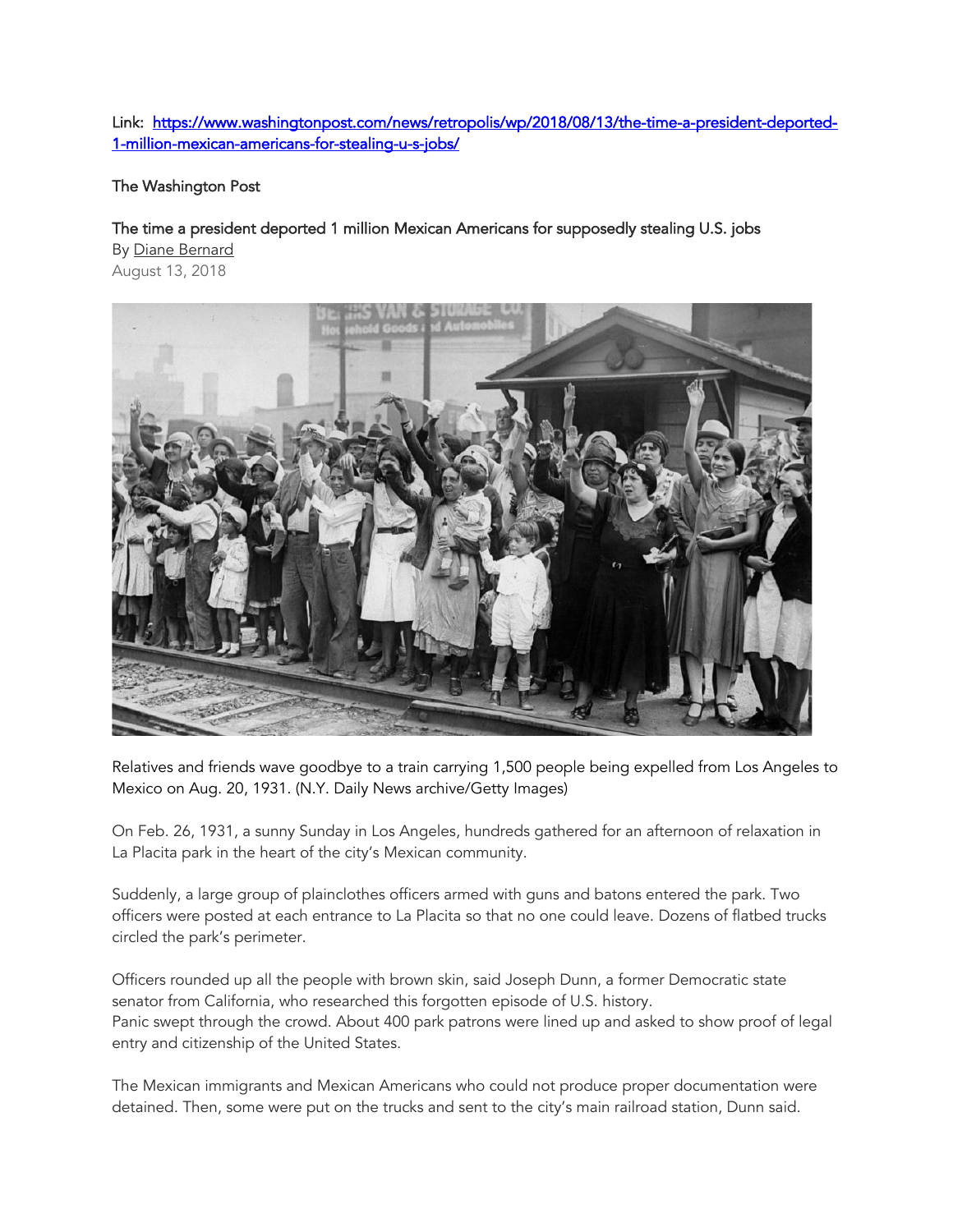Link: [https://www.washingtonpost.com/news/retropolis/wp/2018/08/13/the-time-a-president-deported-1-million-mexican-americans-for-stealing-u-s-jobs/](https://www.washingtonpost.com/news/retropolis/wp/2018/08/13/the-time-a-president-deported-1-million-mexican-americans-for-stealing-u-s-jobs/)

The Washington Post

# The time a president deported 1 million Mexican Americans for supposedly stealing U.S. jobs

By Diane Bernard

August 13, 2018

Relatives and friends wave goodbye to a train carrying 1,500 people being expelled from Los Angeles to Mexico on Aug. 20, 1931. (N.Y. Daily News archive/Getty Images)

On Feb. 26, 1931, a sunny Sunday in Los Angeles, hundreds gathered for an afternoon of relaxation in La Placita park in the heart of the city's Mexican community.

Suddenly, a large group of plainclothes officers armed with guns and batons entered the park. Two officers were posted at each entrance to La Placita so that no one could leave. Dozens of flatbed trucks circled the park's perimeter.

Officers rounded up all the people with brown skin, said Joseph Dunn, a former Democratic state senator from California, who researched this forgotten episode of U.S. history.
Panic swept through the crowd. About 400 park patrons were lined up and asked to show proof of legal entry and citizenship of the United States.

The Mexican immigrants and Mexican Americans who could not produce proper documentation were detained. Then, some were put on the trucks and sent to the city's main railroad station, Dunn said.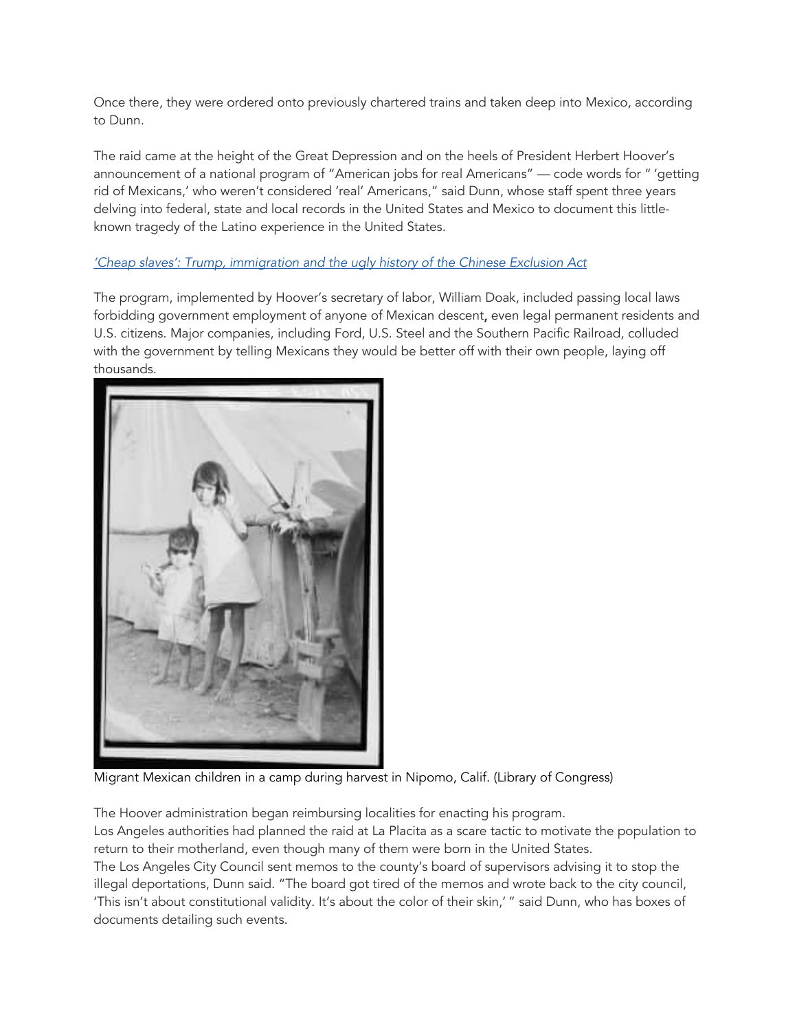Once there, they were ordered onto previously chartered trains and taken deep into Mexico, according to Dunn.

The raid came at the height of the Great Depression and on the heels of President Herbert Hoover's announcement of a national program of "American jobs for real Americans" — code words for " 'getting rid of Mexicans,' who weren't considered 'real' Americans," said Dunn, whose staff spent three years delving into federal, state and local records in the United States and Mexico to document this little-known tragedy of the Latino experience in the United States.

*['Cheap slaves': Trump, immigration and the ugly history of the Chinese Exclusion Act]*

The program, implemented by Hoover's secretary of labor, William Doak, included passing local laws forbidding government employment of anyone of Mexican descent**,** even legal permanent residents and U.S. citizens. Major companies, including Ford, U.S. Steel and the Southern Pacific Railroad, colluded with the government by telling Mexicans they would be better off with their own people, laying off thousands.

Migrant Mexican children in a camp during harvest in Nipomo, Calif. (Library of Congress)

The Hoover administration began reimbursing localities for enacting his program.
Los Angeles authorities had planned the raid at La Placita as a scare tactic to motivate the population to return to their motherland, even though many of them were born in the United States.
The Los Angeles City Council sent memos to the county's board of supervisors advising it to stop the illegal deportations, Dunn said. "The board got tired of the memos and wrote back to the city council, 'This isn't about constitutional validity. It's about the color of their skin,' " said Dunn, who has boxes of documents detailing such events.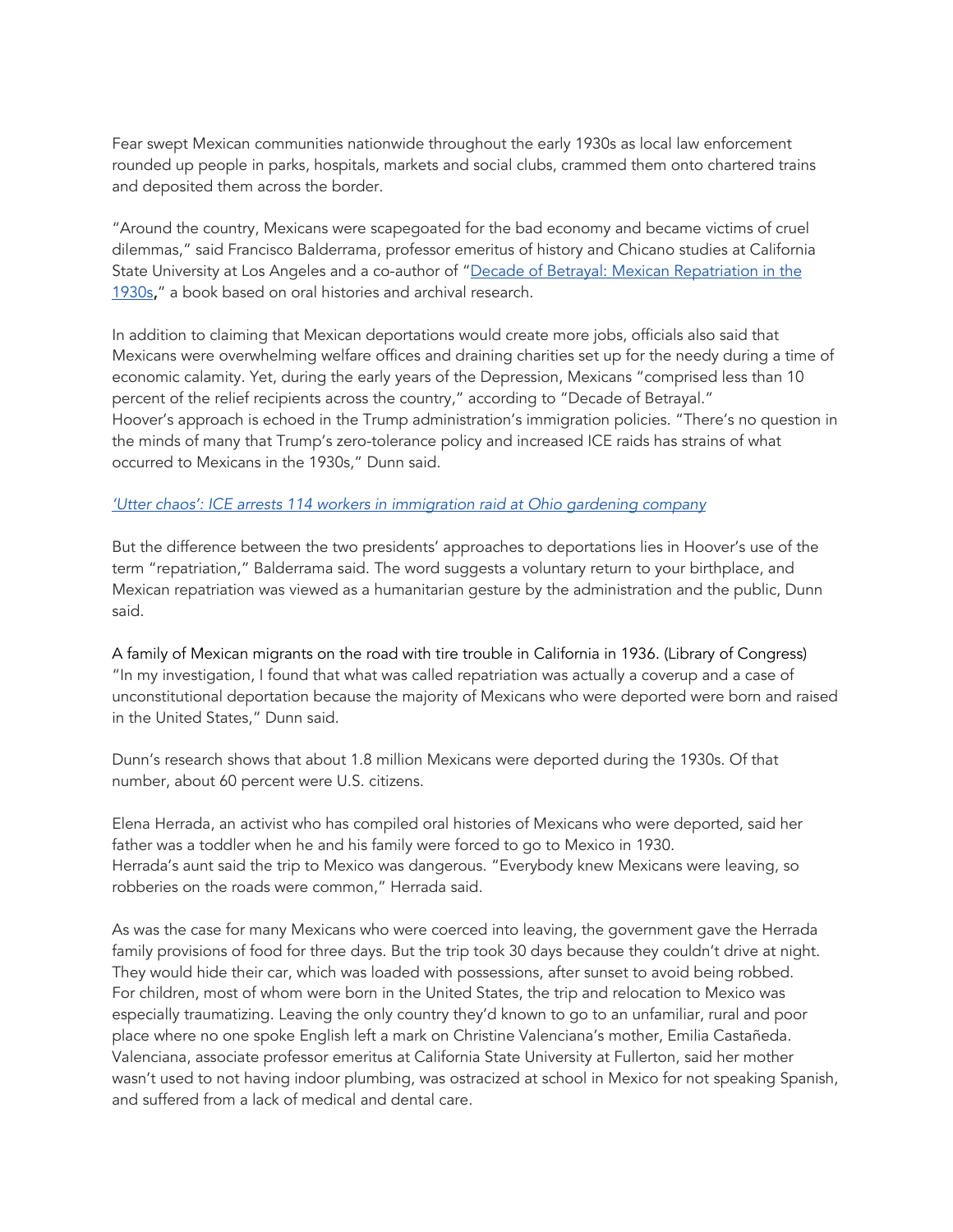Fear swept Mexican communities nationwide throughout the early 1930s as local law enforcement rounded up people in parks, hospitals, markets and social clubs, crammed them onto chartered trains and deposited them across the border.

"Around the country, Mexicans were scapegoated for the bad economy and became victims of cruel dilemmas," said Francisco Balderrama, professor emeritus of history and Chicano studies at California State University at Los Angeles and a co-author of "Decade of Betrayal: Mexican Repatriation in the 1930s," a book based on oral histories and archival research.

In addition to claiming that Mexican deportations would create more jobs, officials also said that Mexicans were overwhelming welfare offices and draining charities set up for the needy during a time of economic calamity. Yet, during the early years of the Depression, Mexicans "comprised less than 10 percent of the relief recipients across the country," according to "Decade of Betrayal."
Hoover's approach is echoed in the Trump administration's immigration policies. "There's no question in the minds of many that Trump's zero-tolerance policy and increased ICE raids has strains of what occurred to Mexicans in the 1930s," Dunn said.

*'Utter chaos': ICE arrests 114 workers in immigration raid at Ohio gardening company*

But the difference between the two presidents' approaches to deportations lies in Hoover's use of the term "repatriation," Balderrama said. The word suggests a voluntary return to your birthplace, and Mexican repatriation was viewed as a humanitarian gesture by the administration and the public, Dunn said.

A family of Mexican migrants on the road with tire trouble in California in 1936. (Library of Congress)
"In my investigation, I found that what was called repatriation was actually a coverup and a case of unconstitutional deportation because the majority of Mexicans who were deported were born and raised in the United States," Dunn said.

Dunn's research shows that about 1.8 million Mexicans were deported during the 1930s. Of that number, about 60 percent were U.S. citizens.

Elena Herrada, an activist who has compiled oral histories of Mexicans who were deported, said her father was a toddler when he and his family were forced to go to Mexico in 1930.
Herrada's aunt said the trip to Mexico was dangerous. "Everybody knew Mexicans were leaving, so robberies on the roads were common," Herrada said.

As was the case for many Mexicans who were coerced into leaving, the government gave the Herrada family provisions of food for three days. But the trip took 30 days because they couldn't drive at night. They would hide their car, which was loaded with possessions, after sunset to avoid being robbed.
For children, most of whom were born in the United States, the trip and relocation to Mexico was especially traumatizing. Leaving the only country they'd known to go to an unfamiliar, rural and poor place where no one spoke English left a mark on Christine Valenciana's mother, Emilia Castañeda. Valenciana, associate professor emeritus at California State University at Fullerton, said her mother wasn't used to not having indoor plumbing, was ostracized at school in Mexico for not speaking Spanish, and suffered from a lack of medical and dental care.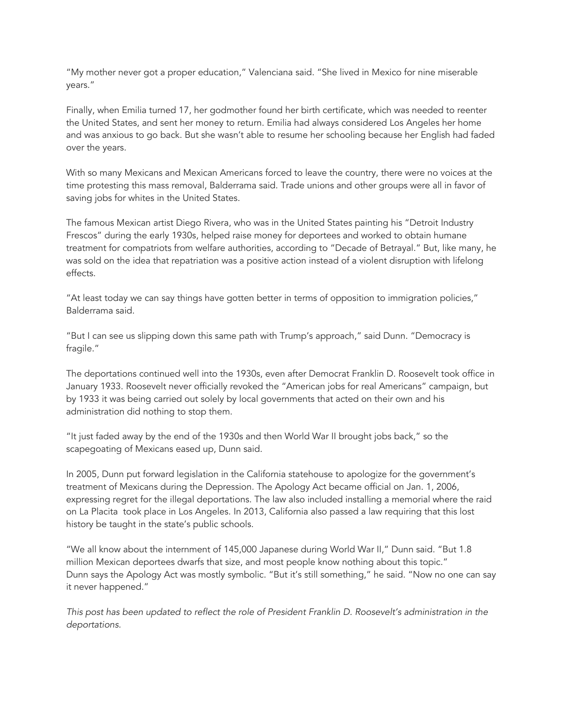"My mother never got a proper education," Valenciana said. "She lived in Mexico for nine miserable years."

Finally, when Emilia turned 17, her godmother found her birth certificate, which was needed to reenter the United States, and sent her money to return. Emilia had always considered Los Angeles her home and was anxious to go back. But she wasn't able to resume her schooling because her English had faded over the years.

With so many Mexicans and Mexican Americans forced to leave the country, there were no voices at the time protesting this mass removal, Balderrama said. Trade unions and other groups were all in favor of saving jobs for whites in the United States.

The famous Mexican artist Diego Rivera, who was in the United States painting his "Detroit Industry Frescos" during the early 1930s, helped raise money for deportees and worked to obtain humane treatment for compatriots from welfare authorities, according to "Decade of Betrayal." But, like many, he was sold on the idea that repatriation was a positive action instead of a violent disruption with lifelong effects.

"At least today we can say things have gotten better in terms of opposition to immigration policies," Balderrama said.

"But I can see us slipping down this same path with Trump's approach," said Dunn. "Democracy is fragile."

The deportations continued well into the 1930s, even after Democrat Franklin D. Roosevelt took office in January 1933. Roosevelt never officially revoked the "American jobs for real Americans" campaign, but by 1933 it was being carried out solely by local governments that acted on their own and his administration did nothing to stop them.

"It just faded away by the end of the 1930s and then World War II brought jobs back," so the scapegoating of Mexicans eased up, Dunn said.

In 2005, Dunn put forward legislation in the California statehouse to apologize for the government's treatment of Mexicans during the Depression. The Apology Act became official on Jan. 1, 2006, expressing regret for the illegal deportations. The law also included installing a memorial where the raid on La Placita took place in Los Angeles. In 2013, California also passed a law requiring that this lost history be taught in the state's public schools.

"We all know about the internment of 145,000 Japanese during World War II," Dunn said. "But 1.8 million Mexican deportees dwarfs that size, and most people know nothing about this topic." Dunn says the Apology Act was mostly symbolic. "But it's still something," he said. "Now no one can say it never happened."

*This post has been updated to reflect the role of President Franklin D. Roosevelt's administration in the deportations.*